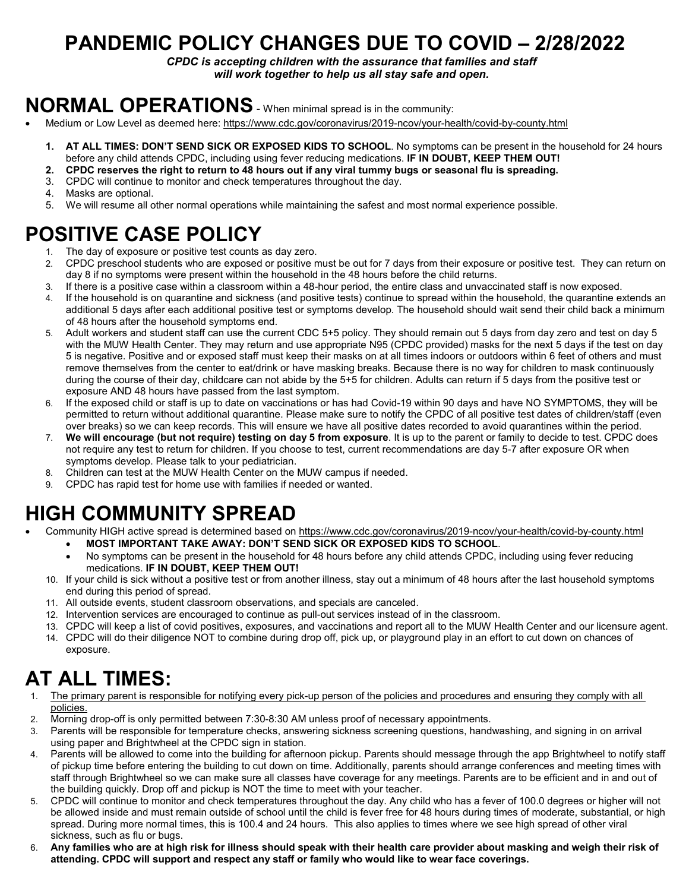# PANDEMIC POLICY CHANGES DUE TO COVID – 2/28/2022

*CPDC is accepting children with the assurance that families and staff will work together to help us all stay safe and open.*

# NORMAL OPERATIONS - When minimal spread is in the community:

- Medium or Low Level as deemed here: https://www.cdc.gov/coronavirus/2019-ncov/your-health/covid-by-county.html

1. **AT ALL TIMES: DON'T SEND SICK OR EXPOSED KIDS TO SCHOOL**. No symptoms can be present in the household for 24 hours before any child attends CPDC, including using fever reducing medications. **IF IN DOUBT, KEEP THEM OUT!**
2. **CPDC reserves the right to return to 48 hours out if any viral tummy bugs or seasonal flu is spreading.**
3. CPDC will continue to monitor and check temperatures throughout the day.
4. Masks are optional.
5. We will resume all other normal operations while maintaining the safest and most normal experience possible.

# POSITIVE CASE POLICY

1. The day of exposure or positive test counts as day zero.
2. CPDC preschool students who are exposed or positive must be out for 7 days from their exposure or positive test. They can return on day 8 if no symptoms were present within the household in the 48 hours before the child returns.
3. If there is a positive case within a classroom within a 48-hour period, the entire class and unvaccinated staff is now exposed.
4. If the household is on quarantine and sickness (and positive tests) continue to spread within the household, the quarantine extends an additional 5 days after each additional positive test or symptoms develop. The household should wait send their child back a minimum of 48 hours after the household symptoms end.
5. Adult workers and student staff can use the current CDC 5+5 policy. They should remain out 5 days from day zero and test on day 5 with the MUW Health Center. They may return and use appropriate N95 (CPDC provided) masks for the next 5 days if the test on day 5 is negative. Positive and or exposed staff must keep their masks on at all times indoors or outdoors within 6 feet of others and must remove themselves from the center to eat/drink or have masking breaks. Because there is no way for children to mask continuously during the course of their day, childcare can not abide by the 5+5 for children. Adults can return if 5 days from the positive test or exposure AND 48 hours have passed from the last symptom.
6. If the exposed child or staff is up to date on vaccinations or has had Covid-19 within 90 days and have NO SYMPTOMS, they will be permitted to return without additional quarantine. Please make sure to notify the CPDC of all positive test dates of children/staff (even over breaks) so we can keep records. This will ensure we have all positive dates recorded to avoid quarantines within the period.
7. **We will encourage (but not require) testing on day 5 from exposure**. It is up to the parent or family to decide to test. CPDC does not require any test to return for children. If you choose to test, current recommendations are day 5-7 after exposure OR when symptoms develop. Please talk to your pediatrician.
8. Children can test at the MUW Health Center on the MUW campus if needed.
9. CPDC has rapid test for home use with families if needed or wanted.

# HIGH COMMUNITY SPREAD

- Community HIGH active spread is determined based on https://www.cdc.gov/coronavirus/2019-ncov/your-health/covid-by-county.html
  - **MOST IMPORTANT TAKE AWAY: DON'T SEND SICK OR EXPOSED KIDS TO SCHOOL**.
  - No symptoms can be present in the household for 48 hours before any child attends CPDC, including using fever reducing medications. **IF IN DOUBT, KEEP THEM OUT!**

10. If your child is sick without a positive test or from another illness, stay out a minimum of 48 hours after the last household symptoms end during this period of spread.
11. All outside events, student classroom observations, and specials are canceled.
12. Intervention services are encouraged to continue as pull-out services instead of in the classroom.
13. CPDC will keep a list of covid positives, exposures, and vaccinations and report all to the MUW Health Center and our licensure agent.
14. CPDC will do their diligence NOT to combine during drop off, pick up, or playground play in an effort to cut down on chances of exposure.

# AT ALL TIMES:

1. The primary parent is responsible for notifying every pick-up person of the policies and procedures and ensuring they comply with all policies.
2. Morning drop-off is only permitted between 7:30-8:30 AM unless proof of necessary appointments.
3. Parents will be responsible for temperature checks, answering sickness screening questions, handwashing, and signing in on arrival using paper and Brightwheel at the CPDC sign in station.
4. Parents will be allowed to come into the building for afternoon pickup. Parents should message through the app Brightwheel to notify staff of pickup time before entering the building to cut down on time. Additionally, parents should arrange conferences and meeting times with staff through Brightwheel so we can make sure all classes have coverage for any meetings. Parents are to be efficient and in and out of the building quickly. Drop off and pickup is NOT the time to meet with your teacher.
5. CPDC will continue to monitor and check temperatures throughout the day. Any child who has a fever of 100.0 degrees or higher will not be allowed inside and must remain outside of school until the child is fever free for 48 hours during times of moderate, substantial, or high spread. During more normal times, this is 100.4 and 24 hours. This also applies to times where we see high spread of other viral sickness, such as flu or bugs.
6. **Any families who are at high risk for illness should speak with their health care provider about masking and weigh their risk of attending. CPDC will support and respect any staff or family who would like to wear face coverings.**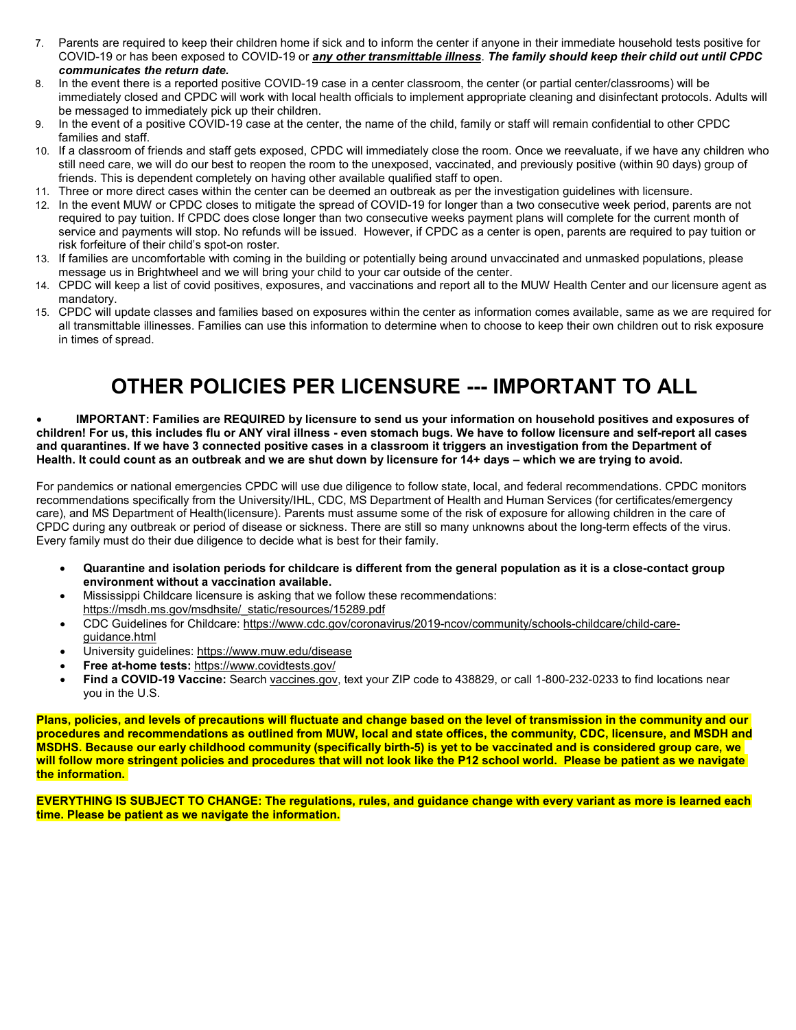7. Parents are required to keep their children home if sick and to inform the center if anyone in their immediate household tests positive for COVID-19 or has been exposed to COVID-19 or ***any other transmittable illness***. ***The family should keep their child out until CPDC communicates the return date.***
8. In the event there is a reported positive COVID-19 case in a center classroom, the center (or partial center/classrooms) will be immediately closed and CPDC will work with local health officials to implement appropriate cleaning and disinfectant protocols. Adults will be messaged to immediately pick up their children.
9. In the event of a positive COVID-19 case at the center, the name of the child, family or staff will remain confidential to other CPDC families and staff.
10. If a classroom of friends and staff gets exposed, CPDC will immediately close the room. Once we reevaluate, if we have any children who still need care, we will do our best to reopen the room to the unexposed, vaccinated, and previously positive (within 90 days) group of friends. This is dependent completely on having other available qualified staff to open.
11. Three or more direct cases within the center can be deemed an outbreak as per the investigation guidelines with licensure.
12. In the event MUW or CPDC closes to mitigate the spread of COVID-19 for longer than a two consecutive week period, parents are not required to pay tuition. If CPDC does close longer than two consecutive weeks payment plans will complete for the current month of service and payments will stop. No refunds will be issued. However, if CPDC as a center is open, parents are required to pay tuition or risk forfeiture of their child's spot-on roster.
13. If families are uncomfortable with coming in the building or potentially being around unvaccinated and unmasked populations, please message us in Brightwheel and we will bring your child to your car outside of the center.
14. CPDC will keep a list of covid positives, exposures, and vaccinations and report all to the MUW Health Center and our licensure agent as mandatory.
15. CPDC will update classes and families based on exposures within the center as information comes available, same as we are required for all transmittable illnesses. Families can use this information to determine when to choose to keep their own children out to risk exposure in times of spread.

# OTHER POLICIES PER LICENSURE --- IMPORTANT TO ALL

- **IMPORTANT: Families are REQUIRED by licensure to send us your information on household positives and exposures of children! For us, this includes flu or ANY viral illness - even stomach bugs. We have to follow licensure and self-report all cases and quarantines. If we have 3 connected positive cases in a classroom it triggers an investigation from the Department of Health. It could count as an outbreak and we are shut down by licensure for 14+ days – which we are trying to avoid.**

For pandemics or national emergencies CPDC will use due diligence to follow state, local, and federal recommendations. CPDC monitors recommendations specifically from the University/IHL, CDC, MS Department of Health and Human Services (for certificates/emergency care), and MS Department of Health(licensure). Parents must assume some of the risk of exposure for allowing children in the care of CPDC during any outbreak or period of disease or sickness. There are still so many unknowns about the long-term effects of the virus. Every family must do their due diligence to decide what is best for their family.

- **Quarantine and isolation periods for childcare is different from the general population as it is a close-contact group environment without a vaccination available.**
- Mississippi Childcare licensure is asking that we follow these recommendations: https://msdh.ms.gov/msdhsite/_static/resources/15289.pdf
- CDC Guidelines for Childcare: https://www.cdc.gov/coronavirus/2019-ncov/community/schools-childcare/child-care-guidance.html
- University guidelines: https://www.muw.edu/disease
- **Free at-home tests:** https://www.covidtests.gov/
- **Find a COVID-19 Vaccine:** Search vaccines.gov, text your ZIP code to 438829, or call 1-800-232-0233 to find locations near you in the U.S.

**Plans, policies, and levels of precautions will fluctuate and change based on the level of transmission in the community and our procedures and recommendations as outlined from MUW, local and state offices, the community, CDC, licensure, and MSDH and MSDHS. Because our early childhood community (specifically birth-5) is yet to be vaccinated and is considered group care, we will follow more stringent policies and procedures that will not look like the P12 school world. Please be patient as we navigate the information.**

**EVERYTHING IS SUBJECT TO CHANGE: The regulations, rules, and guidance change with every variant as more is learned each time. Please be patient as we navigate the information.**